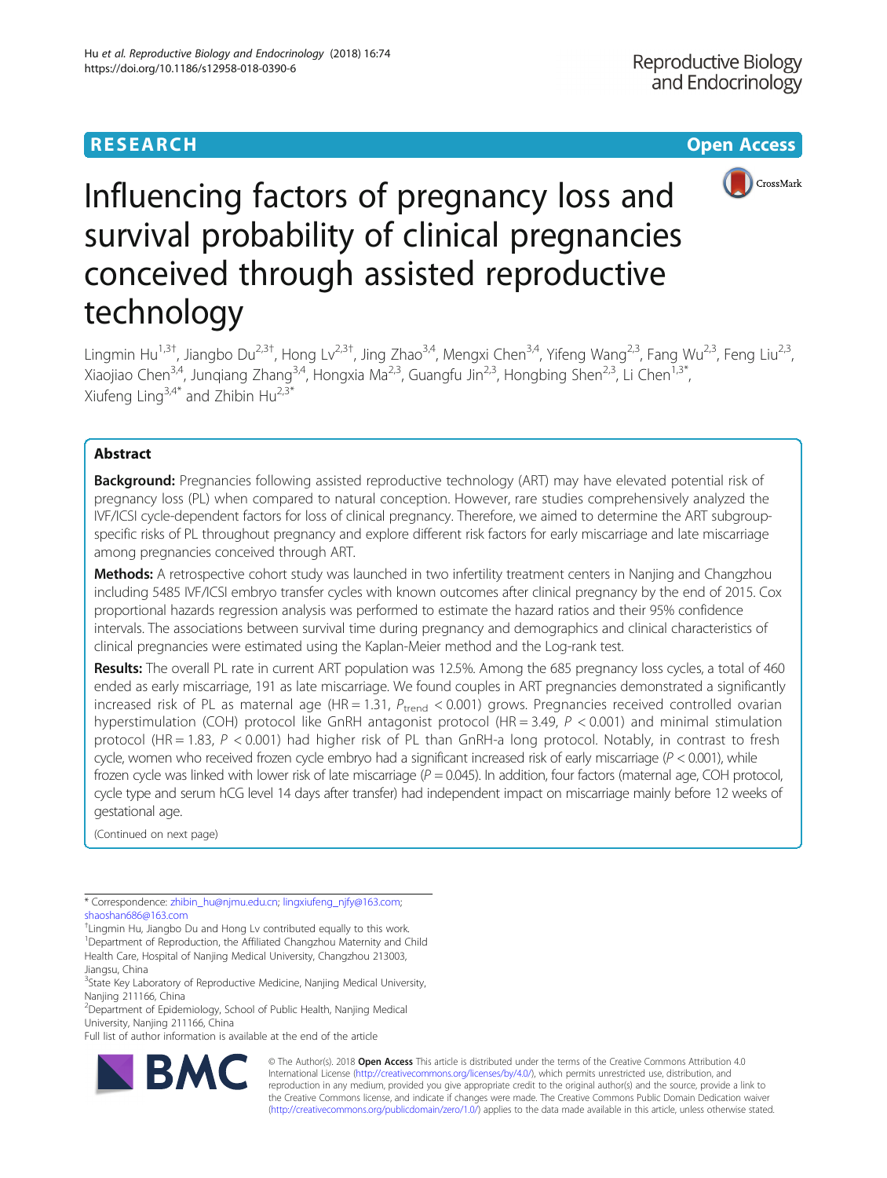RESEARCH Open Access

# Influencing factors of pregnancy loss and survival probability of clinical pregnancies conceived through assisted reproductive technology

Lingmin Hu[1,3†], Jiangbo Du[2,3†], Hong Lv[2,3†], Jing Zhao[3,4], Mengxi Chen[3,4], Yifeng Wang[2,3], Fang Wu[2,3], Feng Liu[2,3], Xiaojiao Chen[3,4], Junqiang Zhang[3,4], Hongxia Ma[2,3], Guangfu Jin[2,3], Hongbing Shen[2,3], Li Chen[1,3*], Xiufeng Ling[3,4*] and Zhibin Hu[2,3*]

## Abstract

**Background:** Pregnancies following assisted reproductive technology (ART) may have elevated potential risk of pregnancy loss (PL) when compared to natural conception. However, rare studies comprehensively analyzed the IVF/ICSI cycle-dependent factors for loss of clinical pregnancy. Therefore, we aimed to determine the ART subgroup-specific risks of PL throughout pregnancy and explore different risk factors for early miscarriage and late miscarriage among pregnancies conceived through ART.

**Methods:** A retrospective cohort study was launched in two infertility treatment centers in Nanjing and Changzhou including 5485 IVF/ICSI embryo transfer cycles with known outcomes after clinical pregnancy by the end of 2015. Cox proportional hazards regression analysis was performed to estimate the hazard ratios and their 95% confidence intervals. The associations between survival time during pregnancy and demographics and clinical characteristics of clinical pregnancies were estimated using the Kaplan-Meier method and the Log-rank test.

**Results:** The overall PL rate in current ART population was 12.5%. Among the 685 pregnancy loss cycles, a total of 460 ended as early miscarriage, 191 as late miscarriage. We found couples in ART pregnancies demonstrated a significantly increased risk of PL as maternal age (HR = 1.31, $P_{trend}$ < 0.001) grows. Pregnancies received controlled ovarian hyperstimulation (COH) protocol like GnRH antagonist protocol (HR = 3.49, $P$ < 0.001) and minimal stimulation protocol (HR = 1.83, $P$ < 0.001) had higher risk of PL than GnRH-a long protocol. Notably, in contrast to fresh cycle, women who received frozen cycle embryo had a significant increased risk of early miscarriage ($P$ < 0.001), while frozen cycle was linked with lower risk of late miscarriage ($P$ = 0.045). In addition, four factors (maternal age, COH protocol, cycle type and serum hCG level 14 days after transfer) had independent impact on miscarriage mainly before 12 weeks of gestational age.

(Continued on next page)

---

* Correspondence: zhibin_hu@njmu.edu.cn; lingxiufeng_njfy@163.com; shaoshan686@163.com

†Lingmin Hu, Jiangbo Du and Hong Lv contributed equally to this work.

[1]Department of Reproduction, the Affiliated Changzhou Maternity and Child Health Care, Hospital of Nanjing Medical University, Changzhou 213003, Jiangsu, China

[3]State Key Laboratory of Reproductive Medicine, Nanjing Medical University, Nanjing 211166, China

[2]Department of Epidemiology, School of Public Health, Nanjing Medical University, Nanjing 211166, China

Full list of author information is available at the end of the article

© The Author(s). 2018 **Open Access** This article is distributed under the terms of the Creative Commons Attribution 4.0 International License (http://creativecommons.org/licenses/by/4.0/), which permits unrestricted use, distribution, and reproduction in any medium, provided you give appropriate credit to the original author(s) and the source, provide a link to the Creative Commons license, and indicate if changes were made. The Creative Commons Public Domain Dedication waiver (http://creativecommons.org/publicdomain/zero/1.0/) applies to the data made available in this article, unless otherwise stated.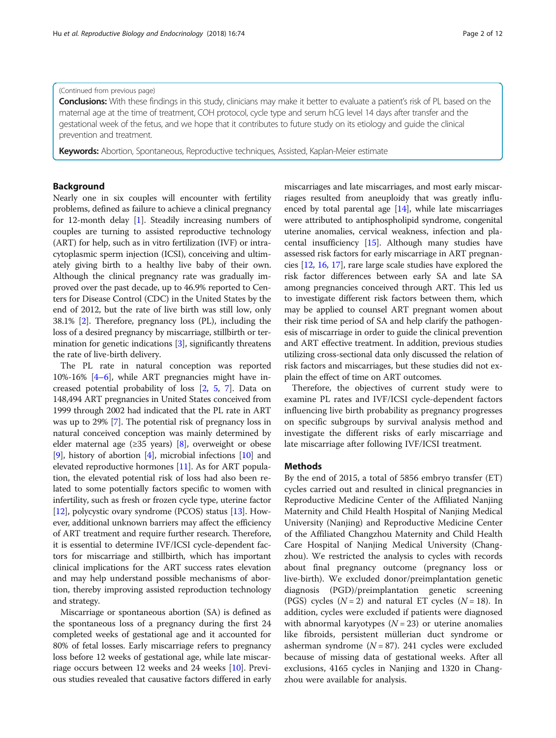(Continued from previous page)

**Conclusions:** With these findings in this study, clinicians may make it better to evaluate a patient's risk of PL based on the maternal age at the time of treatment, COH protocol, cycle type and serum hCG level 14 days after transfer and the gestational week of the fetus, and we hope that it contributes to future study on its etiology and guide the clinical prevention and treatment.

**Keywords:** Abortion, Spontaneous, Reproductive techniques, Assisted, Kaplan-Meier estimate

## Background

Nearly one in six couples will encounter with fertility problems, defined as failure to achieve a clinical pregnancy for 12-month delay [1]. Steadily increasing numbers of couples are turning to assisted reproductive technology (ART) for help, such as in vitro fertilization (IVF) or intracytoplasmic sperm injection (ICSI), conceiving and ultimately giving birth to a healthy live baby of their own. Although the clinical pregnancy rate was gradually improved over the past decade, up to 46.9% reported to Centers for Disease Control (CDC) in the United States by the end of 2012, but the rate of live birth was still low, only 38.1% [2]. Therefore, pregnancy loss (PL), including the loss of a desired pregnancy by miscarriage, stillbirth or termination for genetic indications [3], significantly threatens the rate of live-birth delivery.

The PL rate in natural conception was reported 10%-16% [4–6], while ART pregnancies might have increased potential probability of loss [2, 5, 7]. Data on 148,494 ART pregnancies in United States conceived from 1999 through 2002 had indicated that the PL rate in ART was up to 29% [7]. The potential risk of pregnancy loss in natural conceived conception was mainly determined by elder maternal age (≥35 years) [8], overweight or obese [9], history of abortion [4], microbial infections [10] and elevated reproductive hormones [11]. As for ART population, the elevated potential risk of loss had also been related to some potentially factors specific to women with infertility, such as fresh or frozen cycle type, uterine factor [12], polycystic ovary syndrome (PCOS) status [13]. However, additional unknown barriers may affect the efficiency of ART treatment and require further research. Therefore, it is essential to determine IVF/ICSI cycle-dependent factors for miscarriage and stillbirth, which has important clinical implications for the ART success rates elevation and may help understand possible mechanisms of abortion, thereby improving assisted reproduction technology and strategy.

Miscarriage or spontaneous abortion (SA) is defined as the spontaneous loss of a pregnancy during the first 24 completed weeks of gestational age and it accounted for 80% of fetal losses. Early miscarriage refers to pregnancy loss before 12 weeks of gestational age, while late miscarriage occurs between 12 weeks and 24 weeks [10]. Previous studies revealed that causative factors differed in early miscarriages and late miscarriages, and most early miscarriages resulted from aneuploidy that was greatly influenced by total parental age [14], while late miscarriages were attributed to antiphospholipid syndrome, congenital uterine anomalies, cervical weakness, infection and placental insufficiency [15]. Although many studies have assessed risk factors for early miscarriage in ART pregnancies [12, 16, 17], rare large scale studies have explored the risk factor differences between early SA and late SA among pregnancies conceived through ART. This led us to investigate different risk factors between them, which may be applied to counsel ART pregnant women about their risk time period of SA and help clarify the pathogenesis of miscarriage in order to guide the clinical prevention and ART effective treatment. In addition, previous studies utilizing cross-sectional data only discussed the relation of risk factors and miscarriages, but these studies did not explain the effect of time on ART outcomes.

Therefore, the objectives of current study were to examine PL rates and IVF/ICSI cycle-dependent factors influencing live birth probability as pregnancy progresses on specific subgroups by survival analysis method and investigate the different risks of early miscarriage and late miscarriage after following IVF/ICSI treatment.

## Methods

By the end of 2015, a total of 5856 embryo transfer (ET) cycles carried out and resulted in clinical pregnancies in Reproductive Medicine Center of the Affiliated Nanjing Maternity and Child Health Hospital of Nanjing Medical University (Nanjing) and Reproductive Medicine Center of the Affiliated Changzhou Maternity and Child Health Care Hospital of Nanjing Medical University (Changzhou). We restricted the analysis to cycles with records about final pregnancy outcome (pregnancy loss or live-birth). We excluded donor/preimplantation genetic diagnosis (PGD)/preimplantation genetic screening (PGS) cycles ($N = 2$) and natural ET cycles ($N = 18$). In addition, cycles were excluded if patients were diagnosed with abnormal karyotypes ($N = 23$) or uterine anomalies like fibroids, persistent müllerian duct syndrome or asherman syndrome ($N = 87$). 241 cycles were excluded because of missing data of gestational weeks. After all exclusions, 4165 cycles in Nanjing and 1320 in Changzhou were available for analysis.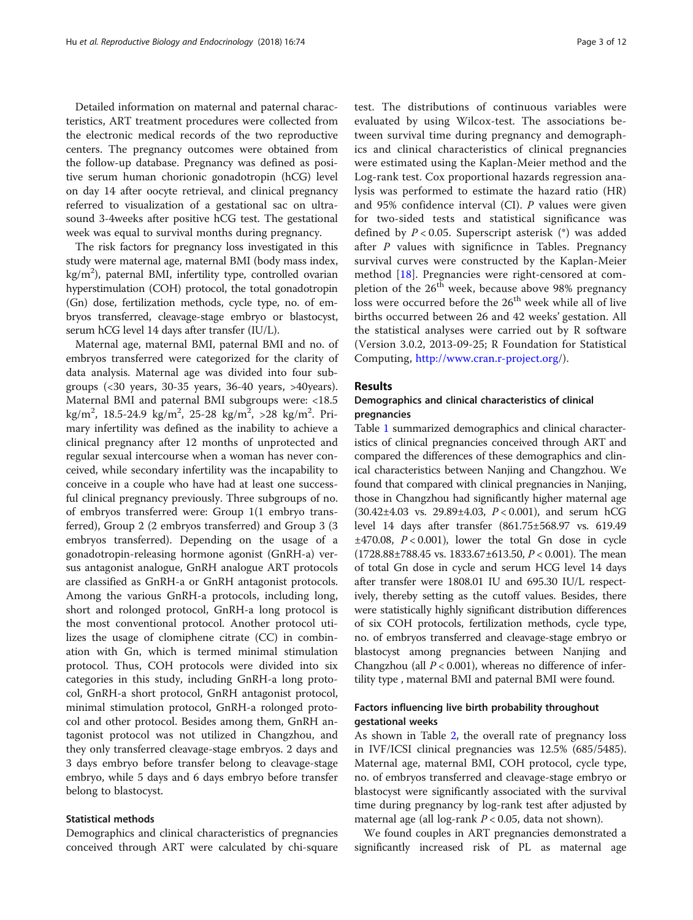Detailed information on maternal and paternal characteristics, ART treatment procedures were collected from the electronic medical records of the two reproductive centers. The pregnancy outcomes were obtained from the follow-up database. Pregnancy was defined as positive serum human chorionic gonadotropin (hCG) level on day 14 after oocyte retrieval, and clinical pregnancy referred to visualization of a gestational sac on ultrasound 3-4weeks after positive hCG test. The gestational week was equal to survival months during pregnancy.

The risk factors for pregnancy loss investigated in this study were maternal age, maternal BMI (body mass index, kg/m$^2$), paternal BMI, infertility type, controlled ovarian hyperstimulation (COH) protocol, the total gonadotropin (Gn) dose, fertilization methods, cycle type, no. of embryos transferred, cleavage-stage embryo or blastocyst, serum hCG level 14 days after transfer (IU/L).

Maternal age, maternal BMI, paternal BMI and no. of embryos transferred were categorized for the clarity of data analysis. Maternal age was divided into four subgroups (<30 years, 30-35 years, 36-40 years, >40years). Maternal BMI and paternal BMI subgroups were: <18.5 kg/m$^2$, 18.5-24.9 kg/m$^2$, 25-28 kg/m$^2$, >28 kg/m$^2$. Primary infertility was defined as the inability to achieve a clinical pregnancy after 12 months of unprotected and regular sexual intercourse when a woman has never conceived, while secondary infertility was the incapability to conceive in a couple who have had at least one successful clinical pregnancy previously. Three subgroups of no. of embryos transferred were: Group 1(1 embryo transferred), Group 2 (2 embryos transferred) and Group 3 (3 embryos transferred). Depending on the usage of a gonadotropin-releasing hormone agonist (GnRH-a) versus antagonist analogue, GnRH analogue ART protocols are classified as GnRH-a or GnRH antagonist protocols. Among the various GnRH-a protocols, including long, short and rolonged protocol, GnRH-a long protocol is the most conventional protocol. Another protocol utilizes the usage of clomiphene citrate (CC) in combination with Gn, which is termed minimal stimulation protocol. Thus, COH protocols were divided into six categories in this study, including GnRH-a long protocol, GnRH-a short protocol, GnRH antagonist protocol, minimal stimulation protocol, GnRH-a rolonged protocol and other protocol. Besides among them, GnRH antagonist protocol was not utilized in Changzhou, and they only transferred cleavage-stage embryos. 2 days and 3 days embryo before transfer belong to cleavage-stage embryo, while 5 days and 6 days embryo before transfer belong to blastocyst.

### Statistical methods

Demographics and clinical characteristics of pregnancies conceived through ART were calculated by chi-square test. The distributions of continuous variables were evaluated by using Wilcox-test. The associations between survival time during pregnancy and demographics and clinical characteristics of clinical pregnancies were estimated using the Kaplan-Meier method and the Log-rank test. Cox proportional hazards regression analysis was performed to estimate the hazard ratio (HR) and 95% confidence interval (CI). *P* values were given for two-sided tests and statistical significance was defined by $P < 0.05$. Superscript asterisk (*) was added after *P* values with significnce in Tables. Pregnancy survival curves were constructed by the Kaplan-Meier method [18]. Pregnancies were right-censored at completion of the 26$^{th}$ week, because above 98% pregnancy loss were occurred before the 26$^{th}$ week while all of live births occurred between 26 and 42 weeks' gestation. All the statistical analyses were carried out by R software (Version 3.0.2, 2013-09-25; R Foundation for Statistical Computing, http://www.cran.r-project.org/).

## Results

### Demographics and clinical characteristics of clinical pregnancies

Table 1 summarized demographics and clinical characteristics of clinical pregnancies conceived through ART and compared the differences of these demographics and clinical characteristics between Nanjing and Changzhou. We found that compared with clinical pregnancies in Nanjing, those in Changzhou had significantly higher maternal age (30.42±4.03 vs. 29.89±4.03, $P < 0.001$), and serum hCG level 14 days after transfer (861.75±568.97 vs. 619.49 ±470.08, $P < 0.001$), lower the total Gn dose in cycle (1728.88±788.45 vs. 1833.67±613.50, $P < 0.001$). The mean of total Gn dose in cycle and serum HCG level 14 days after transfer were 1808.01 IU and 695.30 IU/L respectively, thereby setting as the cutoff values. Besides, there were statistically highly significant distribution differences of six COH protocols, fertilization methods, cycle type, no. of embryos transferred and cleavage-stage embryo or blastocyst among pregnancies between Nanjing and Changzhou (all $P < 0.001$), whereas no difference of infertility type , maternal BMI and paternal BMI were found.

### Factors influencing live birth probability throughout gestational weeks

As shown in Table 2, the overall rate of pregnancy loss in IVF/ICSI clinical pregnancies was 12.5% (685/5485). Maternal age, maternal BMI, COH protocol, cycle type, no. of embryos transferred and cleavage-stage embryo or blastocyst were significantly associated with the survival time during pregnancy by log-rank test after adjusted by maternal age (all log-rank $P < 0.05$, data not shown).

We found couples in ART pregnancies demonstrated a significantly increased risk of PL as maternal age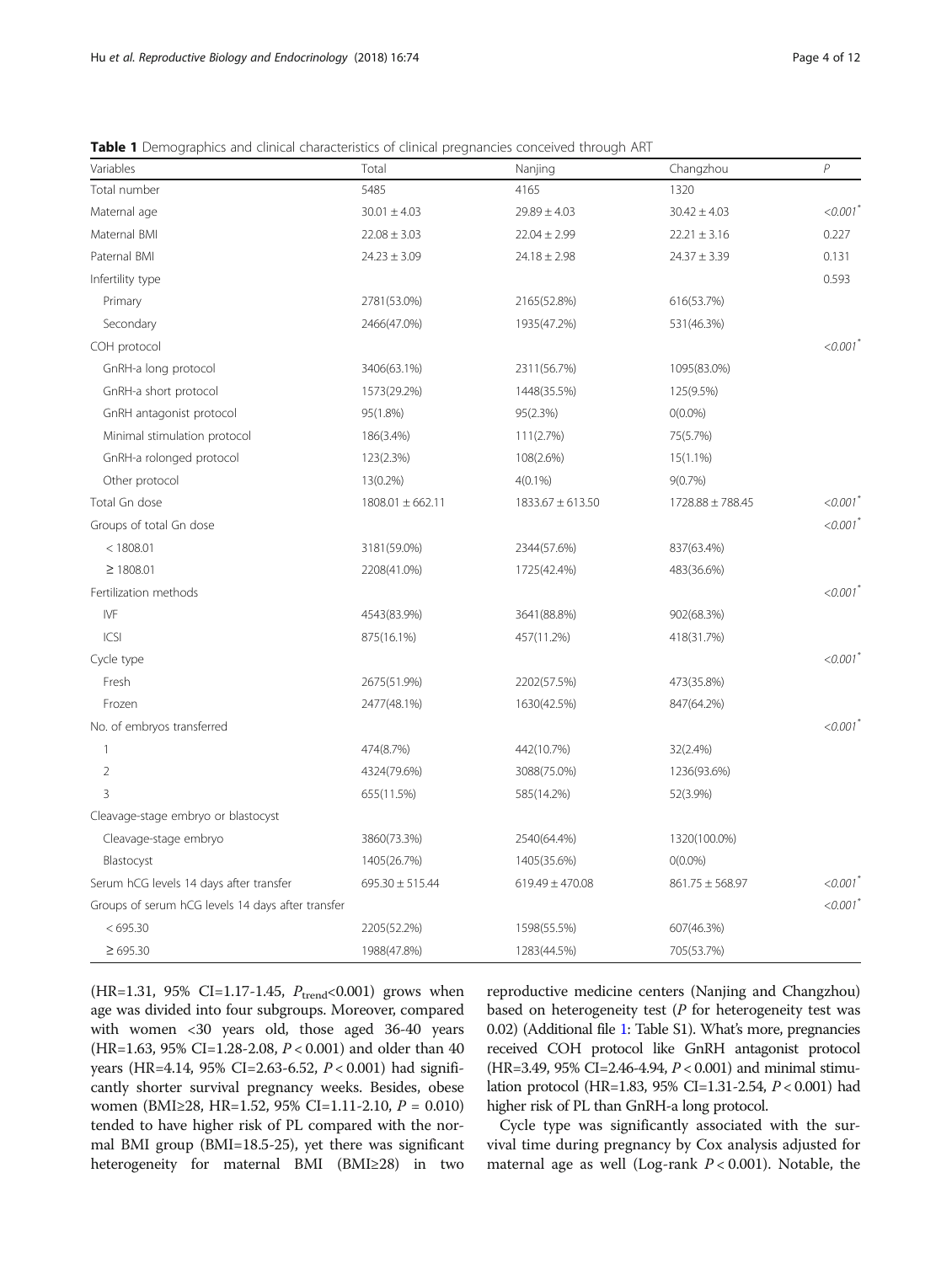**Table 1** Demographics and clinical characteristics of clinical pregnancies conceived through ART

| Variables | Total | Nanjing | Changzhou | $P$ |
|---|---|---|---|---|
| Total number | 5485 | 4165 | 1320 | |
| Maternal age | 30.01 ± 4.03 | 29.89 ± 4.03 | 30.42 ± 4.03 | <0.001* |
| Maternal BMI | 22.08 ± 3.03 | 22.04 ± 2.99 | 22.21 ± 3.16 | 0.227 |
| Paternal BMI | 24.23 ± 3.09 | 24.18 ± 2.98 | 24.37 ± 3.39 | 0.131 |
| Infertility type | | | | 0.593 |
| Primary | 2781(53.0%) | 2165(52.8%) | 616(53.7%) | |
| Secondary | 2466(47.0%) | 1935(47.2%) | 531(46.3%) | |
| COH protocol | | | | <0.001* |
| GnRH-a long protocol | 3406(63.1%) | 2311(56.7%) | 1095(83.0%) | |
| GnRH-a short protocol | 1573(29.2%) | 1448(35.5%) | 125(9.5%) | |
| GnRH antagonist protocol | 95(1.8%) | 95(2.3%) | 0(0.0%) | |
| Minimal stimulation protocol | 186(3.4%) | 111(2.7%) | 75(5.7%) | |
| GnRH-a rolonged protocol | 123(2.3%) | 108(2.6%) | 15(1.1%) | |
| Other protocol | 13(0.2%) | 4(0.1%) | 9(0.7%) | |
| Total Gn dose | 1808.01 ± 662.11 | 1833.67 ± 613.50 | 1728.88 ± 788.45 | <0.001* |
| Groups of total Gn dose | | | | <0.001* |
| < 1808.01 | 3181(59.0%) | 2344(57.6%) | 837(63.4%) | |
| ≥ 1808.01 | 2208(41.0%) | 1725(42.4%) | 483(36.6%) | |
| Fertilization methods | | | | <0.001* |
| IVF | 4543(83.9%) | 3641(88.8%) | 902(68.3%) | |
| ICSI | 875(16.1%) | 457(11.2%) | 418(31.7%) | |
| Cycle type | | | | <0.001* |
| Fresh | 2675(51.9%) | 2202(57.5%) | 473(35.8%) | |
| Frozen | 2477(48.1%) | 1630(42.5%) | 847(64.2%) | |
| No. of embryos transferred | | | | <0.001* |
| 1 | 474(8.7%) | 442(10.7%) | 32(2.4%) | |
| 2 | 4324(79.6%) | 3088(75.0%) | 1236(93.6%) | |
| 3 | 655(11.5%) | 585(14.2%) | 52(3.9%) | |
| Cleavage-stage embryo or blastocyst | | | | |
| Cleavage-stage embryo | 3860(73.3%) | 2540(64.4%) | 1320(100.0%) | |
| Blastocyst | 1405(26.7%) | 1405(35.6%) | 0(0.0%) | |
| Serum hCG levels 14 days after transfer | 695.30 ± 515.44 | 619.49 ± 470.08 | 861.75 ± 568.97 | <0.001* |
| Groups of serum hCG levels 14 days after transfer | | | | <0.001* |
| < 695.30 | 2205(52.2%) | 1598(55.5%) | 607(46.3%) | |
| ≥ 695.30 | 1988(47.8%) | 1283(44.5%) | 705(53.7%) | |

(HR=1.31, 95% CI=1.17-1.45, $P_{\text{trend}}$<0.001) grows when age was divided into four subgroups. Moreover, compared with women <30 years old, those aged 36-40 years (HR=1.63, 95% CI=1.28-2.08, $P < 0.001$) and older than 40 years (HR=4.14, 95% CI=2.63-6.52, $P < 0.001$) had significantly shorter survival pregnancy weeks. Besides, obese women (BMI≥28, HR=1.52, 95% CI=1.11-2.10, $P = 0.010$) tended to have higher risk of PL compared with the normal BMI group (BMI=18.5-25), yet there was significant heterogeneity for maternal BMI (BMI≥28) in two reproductive medicine centers (Nanjing and Changzhou) based on heterogeneity test ($P$ for heterogeneity test was 0.02) (Additional file 1: Table S1). What's more, pregnancies received COH protocol like GnRH antagonist protocol (HR=3.49, 95% CI=2.46-4.94, $P < 0.001$) and minimal stimulation protocol (HR=1.83, 95% CI=1.31-2.54, $P < 0.001$) had higher risk of PL than GnRH-a long protocol.

Cycle type was significantly associated with the survival time during pregnancy by Cox analysis adjusted for maternal age as well (Log-rank $P < 0.001$). Notable, the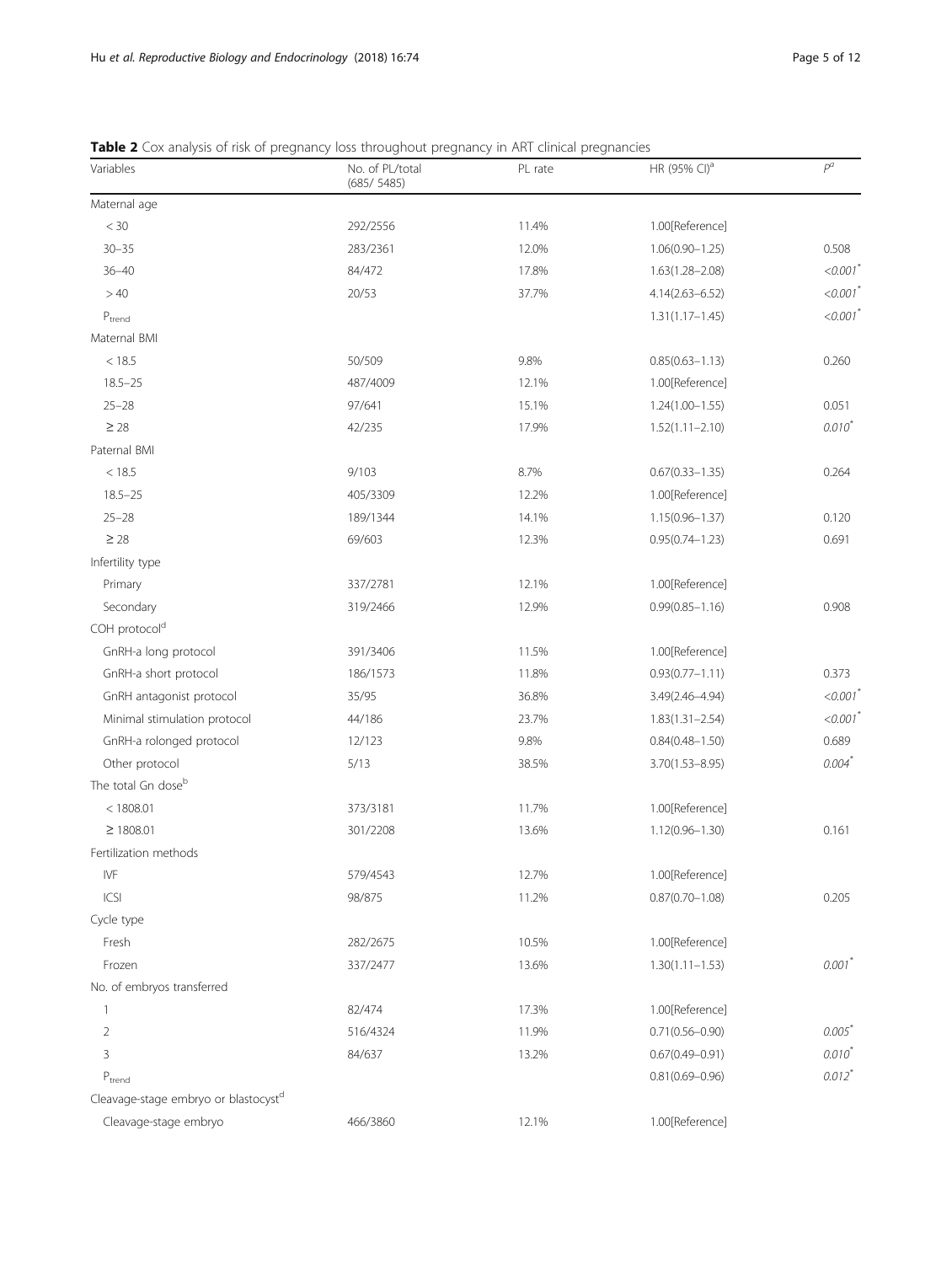**Table 2** Cox analysis of risk of pregnancy loss throughout pregnancy in ART clinical pregnancies

| Variables | No. of PL/total (685/ 5485) | PL rate | HR (95% CI)[a] | $P^{a}$ |
|---|---|---|---|---|
| Maternal age | | | | |
| < 30 | 292/2556 | 11.4% | 1.00[Reference] | |
| 30–35 | 283/2361 | 12.0% | 1.06(0.90–1.25) | 0.508 |
| 36–40 | 84/472 | 17.8% | 1.63(1.28–2.08) | *<0.001*[*] |
| > 40 | 20/53 | 37.7% | 4.14(2.63–6.52) | *<0.001*[*] |
| $P_{trend}$ | | | 1.31(1.17–1.45) | *<0.001*[*] |
| Maternal BMI | | | | |
| < 18.5 | 50/509 | 9.8% | 0.85(0.63–1.13) | 0.260 |
| 18.5–25 | 487/4009 | 12.1% | 1.00[Reference] | |
| 25–28 | 97/641 | 15.1% | 1.24(1.00–1.55) | 0.051 |
| ≥ 28 | 42/235 | 17.9% | 1.52(1.11–2.10) | *0.010*[*] |
| Paternal BMI | | | | |
| < 18.5 | 9/103 | 8.7% | 0.67(0.33–1.35) | 0.264 |
| 18.5–25 | 405/3309 | 12.2% | 1.00[Reference] | |
| 25–28 | 189/1344 | 14.1% | 1.15(0.96–1.37) | 0.120 |
| ≥ 28 | 69/603 | 12.3% | 0.95(0.74–1.23) | 0.691 |
| Infertility type | | | | |
| Primary | 337/2781 | 12.1% | 1.00[Reference] | |
| Secondary | 319/2466 | 12.9% | 0.99(0.85–1.16) | 0.908 |
| COH protocol[d] | | | | |
| GnRH-a long protocol | 391/3406 | 11.5% | 1.00[Reference] | |
| GnRH-a short protocol | 186/1573 | 11.8% | 0.93(0.77–1.11) | 0.373 |
| GnRH antagonist protocol | 35/95 | 36.8% | 3.49(2.46–4.94) | *<0.001*[*] |
| Minimal stimulation protocol | 44/186 | 23.7% | 1.83(1.31–2.54) | *<0.001*[*] |
| GnRH-a rolonged protocol | 12/123 | 9.8% | 0.84(0.48–1.50) | 0.689 |
| Other protocol | 5/13 | 38.5% | 3.70(1.53–8.95) | *0.004*[*] |
| The total Gn dose[b] | | | | |
| < 1808.01 | 373/3181 | 11.7% | 1.00[Reference] | |
| ≥ 1808.01 | 301/2208 | 13.6% | 1.12(0.96–1.30) | 0.161 |
| Fertilization methods | | | | |
| IVF | 579/4543 | 12.7% | 1.00[Reference] | |
| ICSI | 98/875 | 11.2% | 0.87(0.70–1.08) | 0.205 |
| Cycle type | | | | |
| Fresh | 282/2675 | 10.5% | 1.00[Reference] | |
| Frozen | 337/2477 | 13.6% | 1.30(1.11–1.53) | *0.001*[*] |
| No. of embryos transferred | | | | |
| 1 | 82/474 | 17.3% | 1.00[Reference] | |
| 2 | 516/4324 | 11.9% | 0.71(0.56–0.90) | *0.005*[*] |
| 3 | 84/637 | 13.2% | 0.67(0.49–0.91) | *0.010*[*] |
| $P_{trend}$ | | | 0.81(0.69–0.96) | *0.012*[*] |
| Cleavage-stage embryo or blastocyst[d] | | | | |
| Cleavage-stage embryo | 466/3860 | 12.1% | 1.00[Reference] | |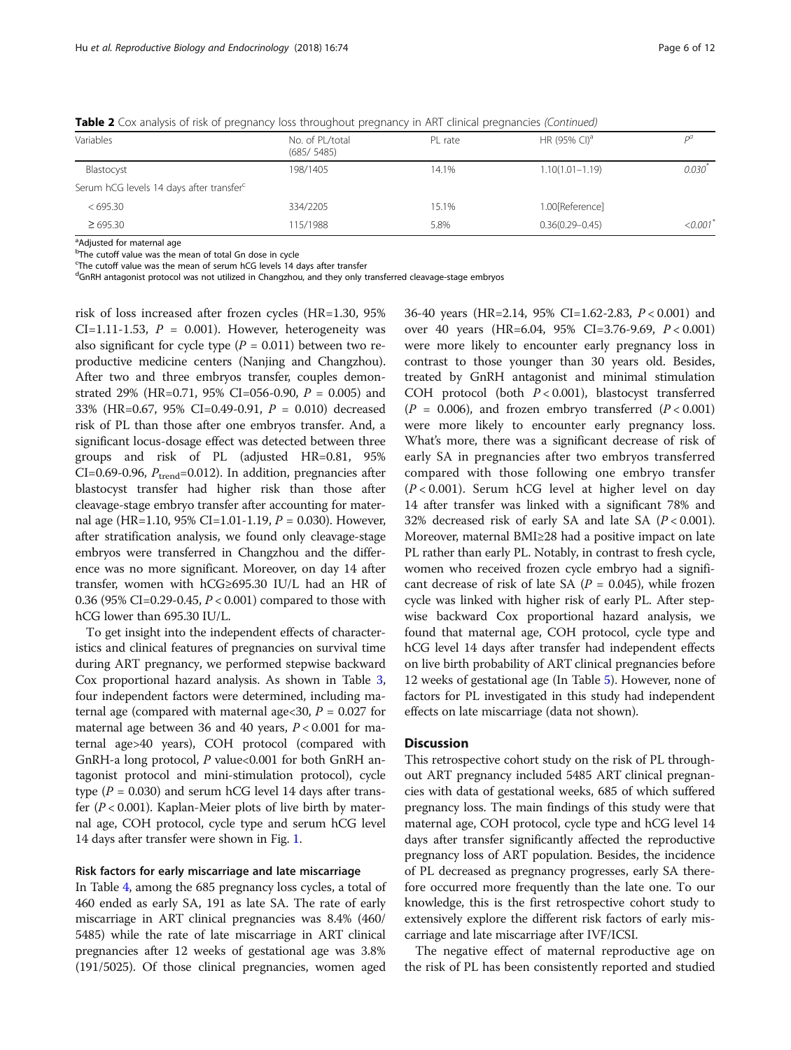**Table 2** Cox analysis of risk of pregnancy loss throughout pregnancy in ART clinical pregnancies *(Continued)*

| Variables | No. of PL/total (685/ 5485) | PL rate | HR (95% CI)[a] | $P^a$ |
|---|---|---|---|---|
| Blastocyst | 198/1405 | 14.1% | 1.10(1.01–1.19) | 0.030* |
| Serum hCG levels 14 days after transfer[c] | | | | |
| < 695.30 | 334/2205 | 15.1% | 1.00[Reference] | |
| ≥ 695.30 | 115/1988 | 5.8% | 0.36(0.29–0.45) | <0.001* |

[a]Adjusted for maternal age
[b]The cutoff value was the mean of total Gn dose in cycle
[c]The cutoff value was the mean of serum hCG levels 14 days after transfer
[d]GnRH antagonist protocol was not utilized in Changzhou, and they only transferred cleavage-stage embryos

risk of loss increased after frozen cycles (HR=1.30, 95% CI=1.11-1.53, $P$ = 0.001). However, heterogeneity was also significant for cycle type ($P$ = 0.011) between two reproductive medicine centers (Nanjing and Changzhou). After two and three embryos transfer, couples demonstrated 29% (HR=0.71, 95% CI=056-0.90, $P$ = 0.005) and 33% (HR=0.67, 95% CI=0.49-0.91, $P$ = 0.010) decreased risk of PL than those after one embryos transfer. And, a significant locus-dosage effect was detected between three groups and risk of PL (adjusted HR=0.81, 95% CI=0.69-0.96, $P_{trend}$=0.012). In addition, pregnancies after blastocyst transfer had higher risk than those after cleavage-stage embryo transfer after accounting for maternal age (HR=1.10, 95% CI=1.01-1.19, $P$ = 0.030). However, after stratification analysis, we found only cleavage-stage embryos were transferred in Changzhou and the difference was no more significant. Moreover, on day 14 after transfer, women with hCG≥695.30 IU/L had an HR of 0.36 (95% CI=0.29-0.45, $P$ < 0.001) compared to those with hCG lower than 695.30 IU/L.

To get insight into the independent effects of characteristics and clinical features of pregnancies on survival time during ART pregnancy, we performed stepwise backward Cox proportional hazard analysis. As shown in Table 3, four independent factors were determined, including maternal age (compared with maternal age<30, $P$ = 0.027 for maternal age between 36 and 40 years, $P$ < 0.001 for maternal age>40 years), COH protocol (compared with GnRH-a long protocol, $P$ value<0.001 for both GnRH antagonist protocol and mini-stimulation protocol), cycle type ($P$ = 0.030) and serum hCG level 14 days after transfer ($P$ < 0.001). Kaplan-Meier plots of live birth by maternal age, COH protocol, cycle type and serum hCG level 14 days after transfer were shown in Fig. 1.

### Risk factors for early miscarriage and late miscarriage

In Table 4, among the 685 pregnancy loss cycles, a total of 460 ended as early SA, 191 as late SA. The rate of early miscarriage in ART clinical pregnancies was 8.4% (460/5485) while the rate of late miscarriage in ART clinical pregnancies after 12 weeks of gestational age was 3.8% (191/5025). Of those clinical pregnancies, women aged 36-40 years (HR=2.14, 95% CI=1.62-2.83, $P$ < 0.001) and over 40 years (HR=6.04, 95% CI=3.76-9.69, $P$ < 0.001) were more likely to encounter early pregnancy loss in contrast to those younger than 30 years old. Besides, treated by GnRH antagonist and minimal stimulation COH protocol (both $P$ < 0.001), blastocyst transferred ($P$ = 0.006), and frozen embryo transferred ($P$ < 0.001) were more likely to encounter early pregnancy loss. What's more, there was a significant decrease of risk of early SA in pregnancies after two embryos transferred compared with those following one embryo transfer ($P$ < 0.001). Serum hCG level at higher level on day 14 after transfer was linked with a significant 78% and 32% decreased risk of early SA and late SA ($P$ < 0.001). Moreover, maternal BMI≥28 had a positive impact on late PL rather than early PL. Notably, in contrast to fresh cycle, women who received frozen cycle embryo had a significant decrease of risk of late SA ($P$ = 0.045), while frozen cycle was linked with higher risk of early PL. After stepwise backward Cox proportional hazard analysis, we found that maternal age, COH protocol, cycle type and hCG level 14 days after transfer had independent effects on live birth probability of ART clinical pregnancies before 12 weeks of gestational age (In Table 5). However, none of factors for PL investigated in this study had independent effects on late miscarriage (data not shown).

## Discussion

This retrospective cohort study on the risk of PL throughout ART pregnancy included 5485 ART clinical pregnancies with data of gestational weeks, 685 of which suffered pregnancy loss. The main findings of this study were that maternal age, COH protocol, cycle type and hCG level 14 days after transfer significantly affected the reproductive pregnancy loss of ART population. Besides, the incidence of PL decreased as pregnancy progresses, early SA therefore occurred more frequently than the late one. To our knowledge, this is the first retrospective cohort study to extensively explore the different risk factors of early miscarriage and late miscarriage after IVF/ICSI.

The negative effect of maternal reproductive age on the risk of PL has been consistently reported and studied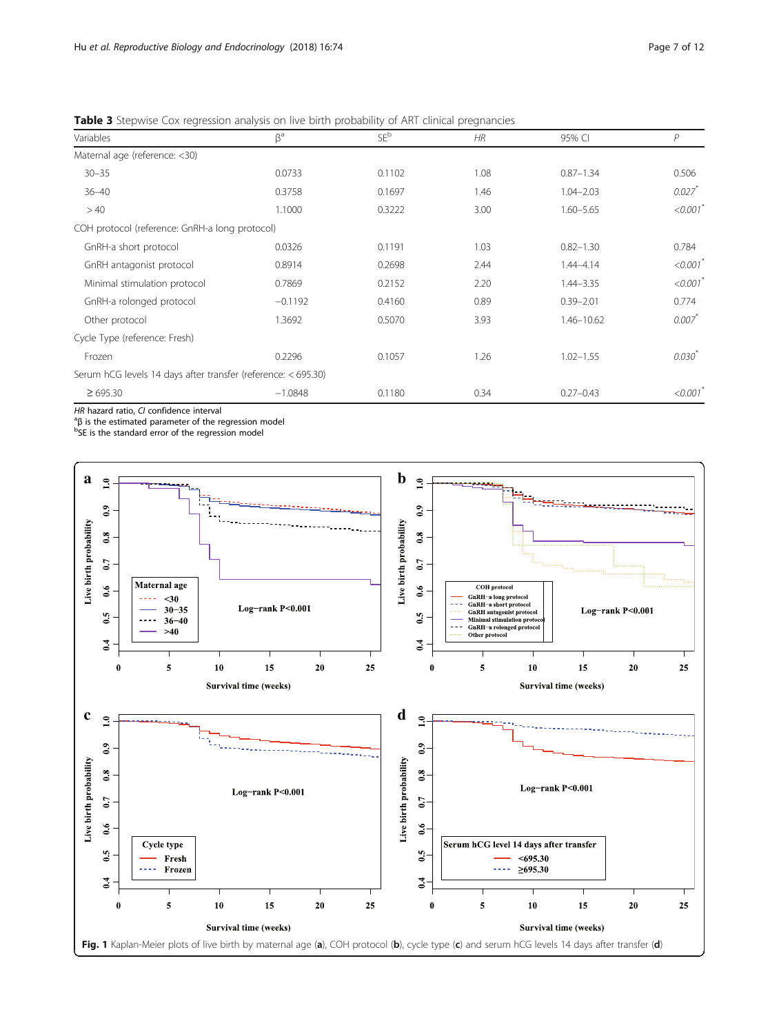**Table 3** Stepwise Cox regression analysis on live birth probability of ART clinical pregnancies

| Variables | β[a] | SE[b] | *HR* | 95% CI | *P* |
|---|---|---|---|---|---|
| Maternal age (reference: <30) | | | | | |
| 30–35 | 0.0733 | 0.1102 | 1.08 | 0.87–1.34 | 0.506 |
| 36–40 | 0.3758 | 0.1697 | 1.46 | 1.04–2.03 | *0.027*[*] |
| > 40 | 1.1000 | 0.3222 | 3.00 | 1.60–5.65 | *<0.001*[*] |
| COH protocol (reference: GnRH-a long protocol) | | | | | |
| GnRH-a short protocol | 0.0326 | 0.1191 | 1.03 | 0.82–1.30 | 0.784 |
| GnRH antagonist protocol | 0.8914 | 0.2698 | 2.44 | 1.44–4.14 | *<0.001*[*] |
| Minimal stimulation protocol | 0.7869 | 0.2152 | 2.20 | 1.44–3.35 | *<0.001*[*] |
| GnRH-a rolonged protocol | −0.1192 | 0.4160 | 0.89 | 0.39–2.01 | 0.774 |
| Other protocol | 1.3692 | 0.5070 | 3.93 | 1.46–10.62 | *0.007*[*] |
| Cycle Type (reference: Fresh) | | | | | |
| Frozen | 0.2296 | 0.1057 | 1.26 | 1.02–1.55 | *0.030*[*] |
| Serum hCG levels 14 days after transfer (reference: < 695.30) | | | | | |
| ≥ 695.30 | −1.0848 | 0.1180 | 0.34 | 0.27–0.43 | *<0.001*[*] |

*HR* hazard ratio, *CI* confidence interval
[a]β is the estimated parameter of the regression model
[b]SE is the standard error of the regression model

**Fig. 1** Kaplan-Meier plots of live birth by maternal age (**a**), COH protocol (**b**), cycle type (**c**) and serum hCG levels 14 days after transfer (**d**)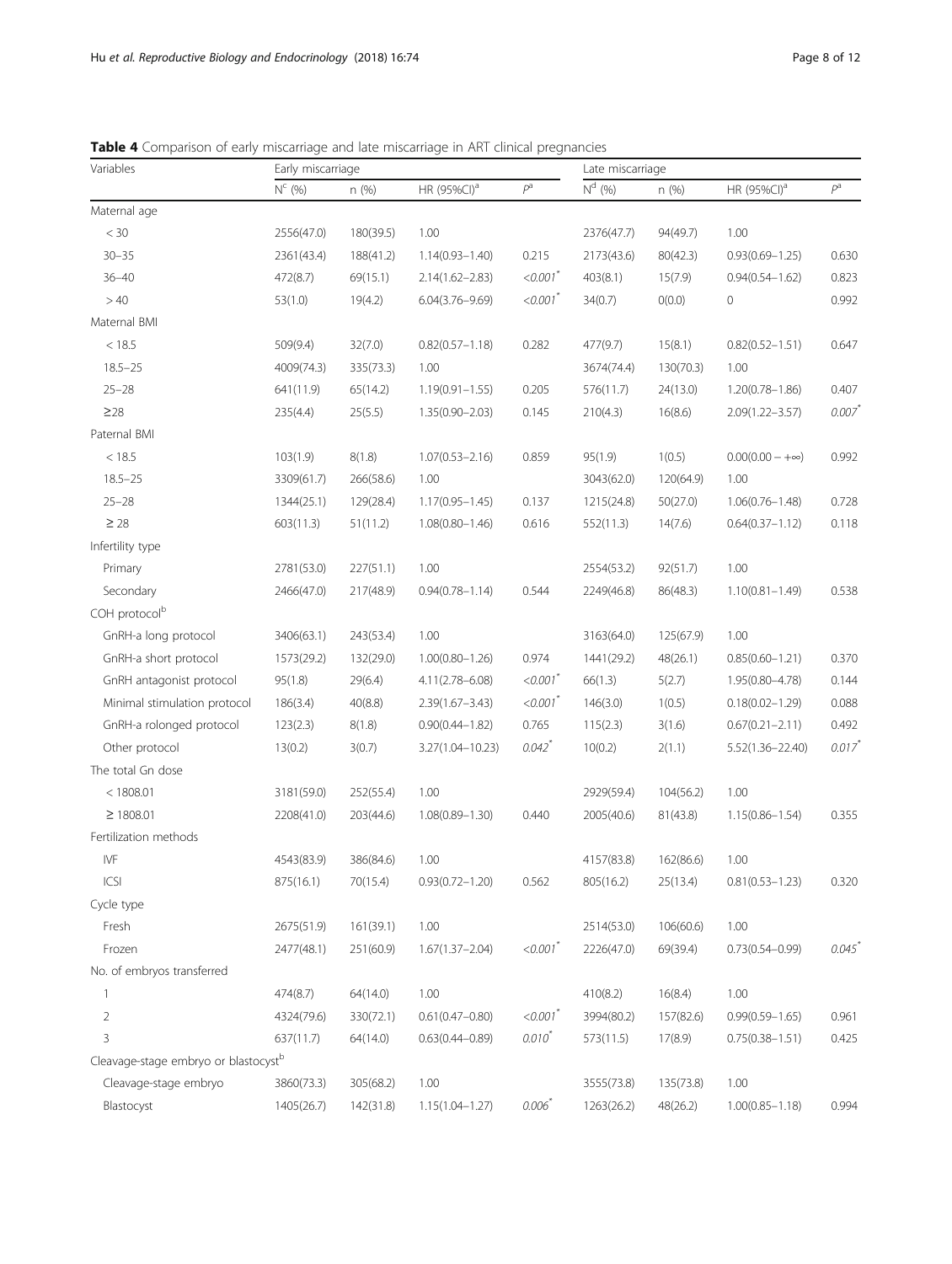**Table 4** Comparison of early miscarriage and late miscarriage in ART clinical pregnancies

| Variables | Early miscarriage | | | | Late miscarriage | | | |
|---|---|---|---|---|---|---|---|---|
| | N[c] (%) | n (%) | HR (95%CI)[a] | $P^a$ | N[d] (%) | n (%) | HR (95%CI)[a] | $P^a$ |
| Maternal age | | | | | | | | |
| < 30 | 2556(47.0) | 180(39.5) | 1.00 | | 2376(47.7) | 94(49.7) | 1.00 | |
| 30–35 | 2361(43.4) | 188(41.2) | 1.14(0.93–1.40) | 0.215 | 2173(43.6) | 80(42.3) | 0.93(0.69–1.25) | 0.630 |
| 36–40 | 472(8.7) | 69(15.1) | 2.14(1.62–2.83) | *<0.001*[*] | 403(8.1) | 15(7.9) | 0.94(0.54–1.62) | 0.823 |
| > 40 | 53(1.0) | 19(4.2) | 6.04(3.76–9.69) | *<0.001*[*] | 34(0.7) | 0(0.0) | 0 | 0.992 |
| Maternal BMI | | | | | | | | |
| < 18.5 | 509(9.4) | 32(7.0) | 0.82(0.57–1.18) | 0.282 | 477(9.7) | 15(8.1) | 0.82(0.52–1.51) | 0.647 |
| 18.5–25 | 4009(74.3) | 335(73.3) | 1.00 | | 3674(74.4) | 130(70.3) | 1.00 | |
| 25–28 | 641(11.9) | 65(14.2) | 1.19(0.91–1.55) | 0.205 | 576(11.7) | 24(13.0) | 1.20(0.78–1.86) | 0.407 |
| ≥28 | 235(4.4) | 25(5.5) | 1.35(0.90–2.03) | 0.145 | 210(4.3) | 16(8.6) | 2.09(1.22–3.57) | *0.007*[*] |
| Paternal BMI | | | | | | | | |
| < 18.5 | 103(1.9) | 8(1.8) | 1.07(0.53–2.16) | 0.859 | 95(1.9) | 1(0.5) | 0.00(0.00 – +∞) | 0.992 |
| 18.5–25 | 3309(61.7) | 266(58.6) | 1.00 | | 3043(62.0) | 120(64.9) | 1.00 | |
| 25–28 | 1344(25.1) | 129(28.4) | 1.17(0.95–1.45) | 0.137 | 1215(24.8) | 50(27.0) | 1.06(0.76–1.48) | 0.728 |
| ≥ 28 | 603(11.3) | 51(11.2) | 1.08(0.80–1.46) | 0.616 | 552(11.3) | 14(7.6) | 0.64(0.37–1.12) | 0.118 |
| Infertility type | | | | | | | | |
| Primary | 2781(53.0) | 227(51.1) | 1.00 | | 2554(53.2) | 92(51.7) | 1.00 | |
| Secondary | 2466(47.0) | 217(48.9) | 0.94(0.78–1.14) | 0.544 | 2249(46.8) | 86(48.3) | 1.10(0.81–1.49) | 0.538 |
| COH protocol[b] | | | | | | | | |
| GnRH-a long protocol | 3406(63.1) | 243(53.4) | 1.00 | | 3163(64.0) | 125(67.9) | 1.00 | |
| GnRH-a short protocol | 1573(29.2) | 132(29.0) | 1.00(0.80–1.26) | 0.974 | 1441(29.2) | 48(26.1) | 0.85(0.60–1.21) | 0.370 |
| GnRH antagonist protocol | 95(1.8) | 29(6.4) | 4.11(2.78–6.08) | *<0.001*[*] | 66(1.3) | 5(2.7) | 1.95(0.80–4.78) | 0.144 |
| Minimal stimulation protocol | 186(3.4) | 40(8.8) | 2.39(1.67–3.43) | *<0.001*[*] | 146(3.0) | 1(0.5) | 0.18(0.02–1.29) | 0.088 |
| GnRH-a rolonged protocol | 123(2.3) | 8(1.8) | 0.90(0.44–1.82) | 0.765 | 115(2.3) | 3(1.6) | 0.67(0.21–2.11) | 0.492 |
| Other protocol | 13(0.2) | 3(0.7) | 3.27(1.04–10.23) | *0.042*[*] | 10(0.2) | 2(1.1) | 5.52(1.36–22.40) | *0.017*[*] |
| The total Gn dose | | | | | | | | |
| < 1808.01 | 3181(59.0) | 252(55.4) | 1.00 | | 2929(59.4) | 104(56.2) | 1.00 | |
| ≥ 1808.01 | 2208(41.0) | 203(44.6) | 1.08(0.89–1.30) | 0.440 | 2005(40.6) | 81(43.8) | 1.15(0.86–1.54) | 0.355 |
| Fertilization methods | | | | | | | | |
| IVF | 4543(83.9) | 386(84.6) | 1.00 | | 4157(83.8) | 162(86.6) | 1.00 | |
| ICSI | 875(16.1) | 70(15.4) | 0.93(0.72–1.20) | 0.562 | 805(16.2) | 25(13.4) | 0.81(0.53–1.23) | 0.320 |
| Cycle type | | | | | | | | |
| Fresh | 2675(51.9) | 161(39.1) | 1.00 | | 2514(53.0) | 106(60.6) | 1.00 | |
| Frozen | 2477(48.1) | 251(60.9) | 1.67(1.37–2.04) | *<0.001*[*] | 2226(47.0) | 69(39.4) | 0.73(0.54–0.99) | *0.045*[*] |
| No. of embryos transferred | | | | | | | | |
| 1 | 474(8.7) | 64(14.0) | 1.00 | | 410(8.2) | 16(8.4) | 1.00 | |
| 2 | 4324(79.6) | 330(72.1) | 0.61(0.47–0.80) | *<0.001*[*] | 3994(80.2) | 157(82.6) | 0.99(0.59–1.65) | 0.961 |
| 3 | 637(11.7) | 64(14.0) | 0.63(0.44–0.89) | *0.010*[*] | 573(11.5) | 17(8.9) | 0.75(0.38–1.51) | 0.425 |
| Cleavage-stage embryo or blastocyst[b] | | | | | | | | |
| Cleavage-stage embryo | 3860(73.3) | 305(68.2) | 1.00 | | 3555(73.8) | 135(73.8) | 1.00 | |
| Blastocyst | 1405(26.7) | 142(31.8) | 1.15(1.04–1.27) | *0.006*[*] | 1263(26.2) | 48(26.2) | 1.00(0.85–1.18) | 0.994 |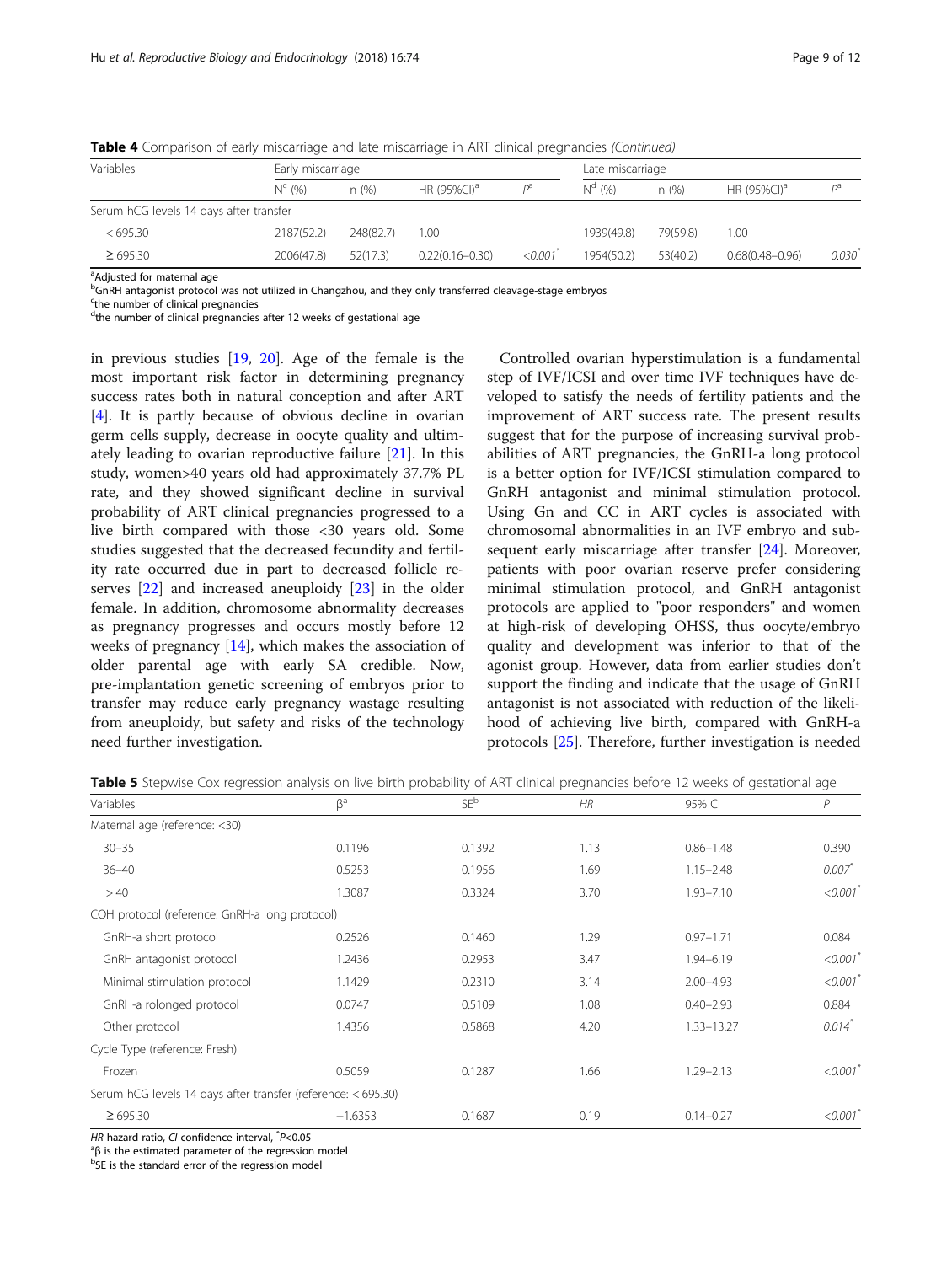**Table 4** Comparison of early miscarriage and late miscarriage in ART clinical pregnancies *(Continued)*

| Variables | Early miscarriage | | | | Late miscarriage | | | |
|---|---|---|---|---|---|---|---|---|
| | N[c] (%) | n (%) | HR (95%CI)[a] | P[a] | N[d] (%) | n (%) | HR (95%CI)[a] | P[a] |
| Serum hCG levels 14 days after transfer | | | | | | | | |
| < 695.30 | 2187(52.2) | 248(82.7) | 1.00 | | 1939(49.8) | 79(59.8) | 1.00 | |
| ≥ 695.30 | 2006(47.8) | 52(17.3) | 0.22(0.16–0.30) | <0.001* | 1954(50.2) | 53(40.2) | 0.68(0.48–0.96) | 0.030* |

[a]Adjusted for maternal age
[b]GnRH antagonist protocol was not utilized in Changzhou, and they only transferred cleavage-stage embryos
[c]the number of clinical pregnancies
[d]the number of clinical pregnancies after 12 weeks of gestational age

in previous studies [19, 20]. Age of the female is the most important risk factor in determining pregnancy success rates both in natural conception and after ART [4]. It is partly because of obvious decline in ovarian germ cells supply, decrease in oocyte quality and ultimately leading to ovarian reproductive failure [21]. In this study, women>40 years old had approximately 37.7% PL rate, and they showed significant decline in survival probability of ART clinical pregnancies progressed to a live birth compared with those <30 years old. Some studies suggested that the decreased fecundity and fertility rate occurred due in part to decreased follicle reserves [22] and increased aneuploidy [23] in the older female. In addition, chromosome abnormality decreases as pregnancy progresses and occurs mostly before 12 weeks of pregnancy [14], which makes the association of older parental age with early SA credible. Now, pre-implantation genetic screening of embryos prior to transfer may reduce early pregnancy wastage resulting from aneuploidy, but safety and risks of the technology need further investigation.

Controlled ovarian hyperstimulation is a fundamental step of IVF/ICSI and over time IVF techniques have developed to satisfy the needs of fertility patients and the improvement of ART success rate. The present results suggest that for the purpose of increasing survival probabilities of ART pregnancies, the GnRH-a long protocol is a better option for IVF/ICSI stimulation compared to GnRH antagonist and minimal stimulation protocol. Using Gn and CC in ART cycles is associated with chromosomal abnormalities in an IVF embryo and subsequent early miscarriage after transfer [24]. Moreover, patients with poor ovarian reserve prefer considering minimal stimulation protocol, and GnRH antagonist protocols are applied to "poor responders" and women at high-risk of developing OHSS, thus oocyte/embryo quality and development was inferior to that of the agonist group. However, data from earlier studies don't support the finding and indicate that the usage of GnRH antagonist is not associated with reduction of the likelihood of achieving live birth, compared with GnRH-a protocols [25]. Therefore, further investigation is needed

**Table 5** Stepwise Cox regression analysis on live birth probability of ART clinical pregnancies before 12 weeks of gestational age

| Variables | β[a] | SE[b] | HR | 95% CI | P |
|---|---|---|---|---|---|
| Maternal age (reference: <30) | | | | | |
| 30–35 | 0.1196 | 0.1392 | 1.13 | 0.86–1.48 | 0.390 |
| 36–40 | 0.5253 | 0.1956 | 1.69 | 1.15–2.48 | 0.007* |
| > 40 | 1.3087 | 0.3324 | 3.70 | 1.93–7.10 | <0.001* |
| COH protocol (reference: GnRH-a long protocol) | | | | | |
| GnRH-a short protocol | 0.2526 | 0.1460 | 1.29 | 0.97–1.71 | 0.084 |
| GnRH antagonist protocol | 1.2436 | 0.2953 | 3.47 | 1.94–6.19 | <0.001* |
| Minimal stimulation protocol | 1.1429 | 0.2310 | 3.14 | 2.00–4.93 | <0.001* |
| GnRH-a rolonged protocol | 0.0747 | 0.5109 | 1.08 | 0.40–2.93 | 0.884 |
| Other protocol | 1.4356 | 0.5868 | 4.20 | 1.33–13.27 | 0.014* |
| Cycle Type (reference: Fresh) | | | | | |
| Frozen | 0.5059 | 0.1287 | 1.66 | 1.29–2.13 | <0.001* |
| Serum hCG levels 14 days after transfer (reference: < 695.30) | | | | | |
| ≥ 695.30 | −1.6353 | 0.1687 | 0.19 | 0.14–0.27 | <0.001* |

*HR* hazard ratio, *CI* confidence interval, *P<0.05
[a]β is the estimated parameter of the regression model
[b]SE is the standard error of the regression model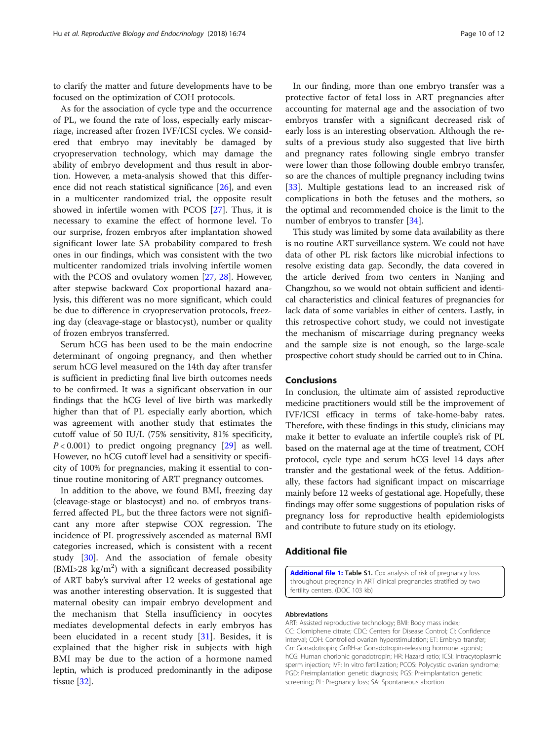to clarify the matter and future developments have to be focused on the optimization of COH protocols.

As for the association of cycle type and the occurrence of PL, we found the rate of loss, especially early miscarriage, increased after frozen IVF/ICSI cycles. We considered that embryo may inevitably be damaged by cryopreservation technology, which may damage the ability of embryo development and thus result in abortion. However, a meta-analysis showed that this difference did not reach statistical significance [26], and even in a multicenter randomized trial, the opposite result showed in infertile women with PCOS [27]. Thus, it is necessary to examine the effect of hormone level. To our surprise, frozen embryos after implantation showed significant lower late SA probability compared to fresh ones in our findings, which was consistent with the two multicenter randomized trials involving infertile women with the PCOS and ovulatory women [27, 28]. However, after stepwise backward Cox proportional hazard analysis, this different was no more significant, which could be due to difference in cryopreservation protocols, freezing day (cleavage-stage or blastocyst), number or quality of frozen embryos transferred.

Serum hCG has been used to be the main endocrine determinant of ongoing pregnancy, and then whether serum hCG level measured on the 14th day after transfer is sufficient in predicting final live birth outcomes needs to be confirmed. It was a significant observation in our findings that the hCG level of live birth was markedly higher than that of PL especially early abortion, which was agreement with another study that estimates the cutoff value of 50 IU/L (75% sensitivity, 81% specificity, $P < 0.001$) to predict ongoing pregnancy [29] as well. However, no hCG cutoff level had a sensitivity or specificity of 100% for pregnancies, making it essential to continue routine monitoring of ART pregnancy outcomes.

In addition to the above, we found BMI, freezing day (cleavage-stage or blastocyst) and no. of embryos transferred affected PL, but the three factors were not significant any more after stepwise COX regression. The incidence of PL progressively ascended as maternal BMI categories increased, which is consistent with a recent study [30]. And the association of female obesity (BMI>28 kg/m$^2$) with a significant decreased possibility of ART baby's survival after 12 weeks of gestational age was another interesting observation. It is suggested that maternal obesity can impair embryo development and the mechanism that Stella insufficiency in oocytes mediates developmental defects in early embryos has been elucidated in a recent study [31]. Besides, it is explained that the higher risk in subjects with high BMI may be due to the action of a hormone named leptin, which is produced predominantly in the adipose tissue [32].

In our finding, more than one embryo transfer was a protective factor of fetal loss in ART pregnancies after accounting for maternal age and the association of two embryos transfer with a significant decreased risk of early loss is an interesting observation. Although the results of a previous study also suggested that live birth and pregnancy rates following single embryo transfer were lower than those following double embryo transfer, so are the chances of multiple pregnancy including twins [33]. Multiple gestations lead to an increased risk of complications in both the fetuses and the mothers, so the optimal and recommended choice is the limit to the number of embryos to transfer [34].

This study was limited by some data availability as there is no routine ART surveillance system. We could not have data of other PL risk factors like microbial infections to resolve existing data gap. Secondly, the data covered in the article derived from two centers in Nanjing and Changzhou, so we would not obtain sufficient and identical characteristics and clinical features of pregnancies for lack data of some variables in either of centers. Lastly, in this retrospective cohort study, we could not investigate the mechanism of miscarriage during pregnancy weeks and the sample size is not enough, so the large-scale prospective cohort study should be carried out to in China.

## Conclusions

In conclusion, the ultimate aim of assisted reproductive medicine practitioners would still be the improvement of IVF/ICSI efficacy in terms of take-home-baby rates. Therefore, with these findings in this study, clinicians may make it better to evaluate an infertile couple's risk of PL based on the maternal age at the time of treatment, COH protocol, cycle type and serum hCG level 14 days after transfer and the gestational week of the fetus. Additionally, these factors had significant impact on miscarriage mainly before 12 weeks of gestational age. Hopefully, these findings may offer some suggestions of population risks of pregnancy loss for reproductive health epidemiologists and contribute to future study on its etiology.

## Additional file

**Additional file 1: Table S1.** Cox analysis of risk of pregnancy loss throughout pregnancy in ART clinical pregnancies stratified by two fertility centers. (DOC 103 kb)

#### Abbreviations

ART: Assisted reproductive technology; BMI: Body mass index; CC: Clomiphene citrate; CDC: Centers for Disease Control; CI: Confidence interval; COH: Controlled ovarian hyperstimulation; ET: Embryo transfer; Gn: Gonadotropin; GnRH-a: Gonadotropin-releasing hormone agonist; hCG: Human chorionic gonadotropin; HR: Hazard ratio; ICSI: Intracytoplasmic sperm injection; IVF: In vitro fertilization; PCOS: Polycystic ovarian syndrome; PGD: Preimplantation genetic diagnosis; PGS: Preimplantation genetic screening; PL: Pregnancy loss; SA: Spontaneous abortion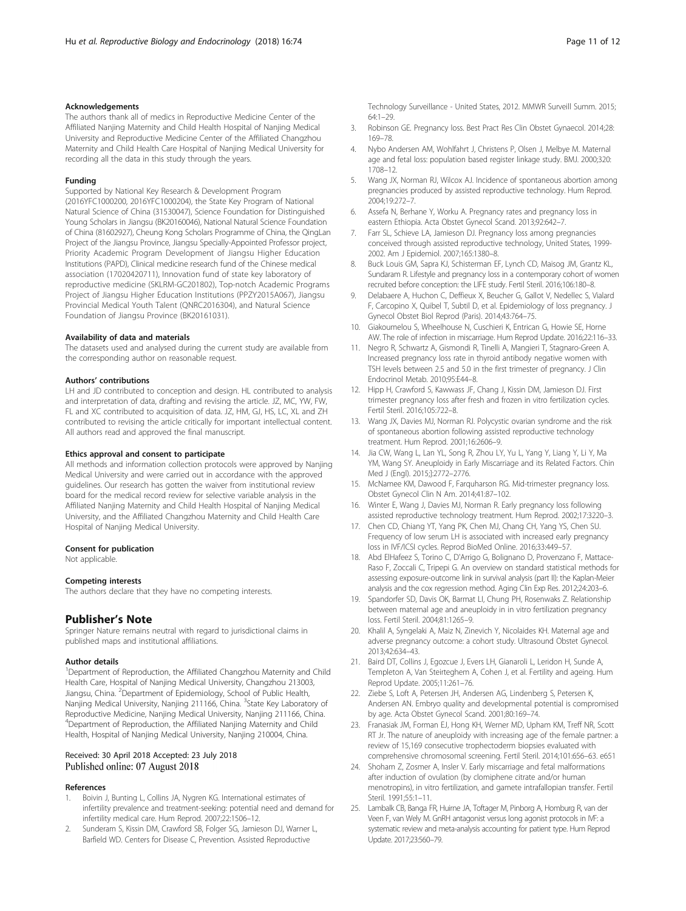### Acknowledgements

The authors thank all of medics in Reproductive Medicine Center of the Affiliated Nanjing Maternity and Child Health Hospital of Nanjing Medical University and Reproductive Medicine Center of the Affiliated Changzhou Maternity and Child Health Care Hospital of Nanjing Medical University for recording all the data in this study through the years.

### Funding

Supported by National Key Research & Development Program (2016YFC1000200, 2016YFC1000204), the State Key Program of National Natural Science of China (31530047), Science Foundation for Distinguished Young Scholars in Jiangsu (BK20160046), National Natural Science Foundation of China (81602927), Cheung Kong Scholars Programme of China, the QingLan Project of the Jiangsu Province, Jiangsu Specially-Appointed Professor project, Priority Academic Program Development of Jiangsu Higher Education Institutions (PAPD), Clinical medicine research fund of the Chinese medical association (17020420711), Innovation fund of state key laboratory of reproductive medicine (SKLRM-GC201802), Top-notch Academic Programs Project of Jiangsu Higher Education Institutions (PPZY2015A067), Jiangsu Provincial Medical Youth Talent (QNRC2016304), and Natural Science Foundation of Jiangsu Province (BK20161031).

### Availability of data and materials

The datasets used and analysed during the current study are available from the corresponding author on reasonable request.

### Authors' contributions

LH and JD contributed to conception and design. HL contributed to analysis and interpretation of data, drafting and revising the article. JZ, MC, YW, FW, FL and XC contributed to acquisition of data. JZ, HM, GJ, HS, LC, XL and ZH contributed to revising the article critically for important intellectual content. All authors read and approved the final manuscript.

### Ethics approval and consent to participate

All methods and information collection protocols were approved by Nanjing Medical University and were carried out in accordance with the approved guidelines. Our research has gotten the waiver from institutional review board for the medical record review for selective variable analysis in the Affiliated Nanjing Maternity and Child Health Hospital of Nanjing Medical University, and the Affiliated Changzhou Maternity and Child Health Care Hospital of Nanjing Medical University.

### Consent for publication

Not applicable.

### Competing interests

The authors declare that they have no competing interests.

## Publisher's Note

Springer Nature remains neutral with regard to jurisdictional claims in published maps and institutional affiliations.

### Author details

[1]Department of Reproduction, the Affiliated Changzhou Maternity and Child Health Care, Hospital of Nanjing Medical University, Changzhou 213003, Jiangsu, China. [2]Department of Epidemiology, School of Public Health, Nanjing Medical University, Nanjing 211166, China. [3]State Key Laboratory of Reproductive Medicine, Nanjing Medical University, Nanjing 211166, China. [4]Department of Reproduction, the Affiliated Nanjing Maternity and Child Health, Hospital of Nanjing Medical University, Nanjing 210004, China.

Received: 30 April 2018 Accepted: 23 July 2018
Published online: 07 August 2018

### References

1. Boivin J, Bunting L, Collins JA, Nygren KG. International estimates of infertility prevalence and treatment-seeking: potential need and demand for infertility medical care. Hum Reprod. 2007;22:1506–12.
2. Sunderam S, Kissin DM, Crawford SB, Folger SG, Jamieson DJ, Warner L, Barfield WD. Centers for Disease C, Prevention. Assisted Reproductive Technology Surveillance - United States, 2012. MMWR Surveill Summ. 2015; 64:1–29.
3. Robinson GE. Pregnancy loss. Best Pract Res Clin Obstet Gynaecol. 2014;28: 169–78.
4. Nybo Andersen AM, Wohlfahrt J, Christens P, Olsen J, Melbye M. Maternal age and fetal loss: population based register linkage study. BMJ. 2000;320: 1708–12.
5. Wang JX, Norman RJ, Wilcox AJ. Incidence of spontaneous abortion among pregnancies produced by assisted reproductive technology. Hum Reprod. 2004;19:272–7.
6. Assefa N, Berhane Y, Worku A. Pregnancy rates and pregnancy loss in eastern Ethiopia. Acta Obstet Gynecol Scand. 2013;92:642–7.
7. Farr SL, Schieve LA, Jamieson DJ. Pregnancy loss among pregnancies conceived through assisted reproductive technology, United States, 1999-2002. Am J Epidemiol. 2007;165:1380–8.
8. Buck Louis GM, Sapra KJ, Schisterman EF, Lynch CD, Maisog JM, Grantz KL, Sundaram R. Lifestyle and pregnancy loss in a contemporary cohort of women recruited before conception: the LIFE study. Fertil Steril. 2016;106:180–8.
9. Delabaere A, Huchon C, Deffieux X, Beucher G, Gallot V, Nedellec S, Vialard F, Carcopino X, Quibel T, Subtil D, et al. Epidemiology of loss pregnancy. J Gynecol Obstet Biol Reprod (Paris). 2014;43:764–75.
10. Giakoumelou S, Wheelhouse N, Cuschieri K, Entrican G, Howie SE, Horne AW. The role of infection in miscarriage. Hum Reprod Update. 2016;22:116–33.
11. Negro R, Schwartz A, Gismondi R, Tinelli A, Mangieri T, Stagnaro-Green A. Increased pregnancy loss rate in thyroid antibody negative women with TSH levels between 2.5 and 5.0 in the first trimester of pregnancy. J Clin Endocrinol Metab. 2010;95:E44–8.
12. Hipp H, Crawford S, Kawwass JF, Chang J, Kissin DM, Jamieson DJ. First trimester pregnancy loss after fresh and frozen in vitro fertilization cycles. Fertil Steril. 2016;105:722–8.
13. Wang JX, Davies MJ, Norman RJ. Polycystic ovarian syndrome and the risk of spontaneous abortion following assisted reproductive technology treatment. Hum Reprod. 2001;16:2606–9.
14. Jia CW, Wang L, Lan YL, Song R, Zhou LY, Yu L, Yang Y, Liang Y, Li Y, Ma YM, Wang SY. Aneuploidy in Early Miscarriage and its Related Factors. Chin Med J (Engl). 2015;]:2772–2776.
15. McNamee KM, Dawood F, Farquharson RG. Mid-trimester pregnancy loss. Obstet Gynecol Clin N Am. 2014;41:87–102.
16. Winter E, Wang J, Davies MJ, Norman R. Early pregnancy loss following assisted reproductive technology treatment. Hum Reprod. 2002;17:3220–3.
17. Chen CD, Chiang YT, Yang PK, Chen MJ, Chang CH, Yang YS, Chen SU. Frequency of low serum LH is associated with increased early pregnancy loss in IVF/ICSI cycles. Reprod BioMed Online. 2016;33:449–57.
18. Abd ElHafeez S, Torino C, D'Arrigo G, Bolignano D, Provenzano F, Mattace-Raso F, Zoccali C, Tripepi G. An overview on standard statistical methods for assessing exposure-outcome link in survival analysis (part II): the Kaplan-Meier analysis and the cox regression method. Aging Clin Exp Res. 2012;24:203–6.
19. Spandorfer SD, Davis OK, Barmat LI, Chung PH, Rosenwaks Z. Relationship between maternal age and aneuploidy in in vitro fertilization pregnancy loss. Fertil Steril. 2004;81:1265–9.
20. Khalil A, Syngelaki A, Maiz N, Zinevich Y, Nicolaides KH. Maternal age and adverse pregnancy outcome: a cohort study. Ultrasound Obstet Gynecol. 2013;42:634–43.
21. Baird DT, Collins J, Egozcue J, Evers LH, Gianaroli L, Leridon H, Sunde A, Templeton A, Van Steirteghem A, Cohen J, et al. Fertility and ageing. Hum Reprod Update. 2005;11:261–76.
22. Ziebe S, Loft A, Petersen JH, Andersen AG, Lindenberg S, Petersen K, Andersen AN. Embryo quality and developmental potential is compromised by age. Acta Obstet Gynecol Scand. 2001;80:169–74.
23. Franasiak JM, Forman EJ, Hong KH, Werner MD, Upham KM, Treff NR, Scott RT Jr. The nature of aneuploidy with increasing age of the female partner: a review of 15,169 consecutive trophectoderm biopsies evaluated with comprehensive chromosomal screening. Fertil Steril. 2014;101:656–63. e651
24. Shoham Z, Zosmer A, Insler V. Early miscarriage and fetal malformations after induction of ovulation (by clomiphene citrate and/or human menotropins), in vitro fertilization, and gamete intrafallopian transfer. Fertil Steril. 1991;55:1–11.
25. Lambalk CB, Banga FR, Huirne JA, Toftager M, Pinborg A, Homburg R, van der Veen F, van Wely M. GnRH antagonist versus long agonist protocols in IVF: a systematic review and meta-analysis accounting for patient type. Hum Reprod Update. 2017;23:560–79.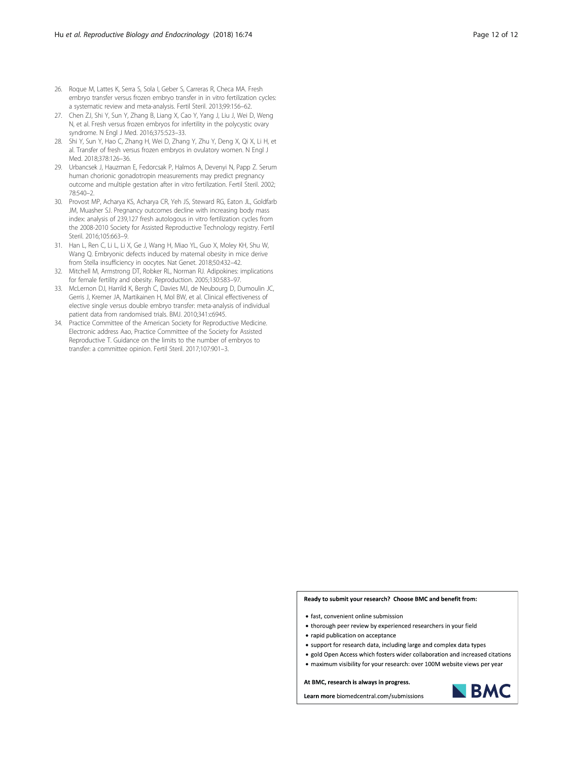26. Roque M, Lattes K, Serra S, Sola I, Geber S, Carreras R, Checa MA. Fresh embryo transfer versus frozen embryo transfer in in vitro fertilization cycles: a systematic review and meta-analysis. Fertil Steril. 2013;99:156–62.
27. Chen ZJ, Shi Y, Sun Y, Zhang B, Liang X, Cao Y, Yang J, Liu J, Wei D, Weng N, et al. Fresh versus frozen embryos for infertility in the polycystic ovary syndrome. N Engl J Med. 2016;375:523–33.
28. Shi Y, Sun Y, Hao C, Zhang H, Wei D, Zhang Y, Zhu Y, Deng X, Qi X, Li H, et al. Transfer of fresh versus frozen embryos in ovulatory women. N Engl J Med. 2018;378:126–36.
29. Urbancsek J, Hauzman E, Fedorcsak P, Halmos A, Devenyi N, Papp Z. Serum human chorionic gonadotropin measurements may predict pregnancy outcome and multiple gestation after in vitro fertilization. Fertil Steril. 2002; 78:540–2.
30. Provost MP, Acharya KS, Acharya CR, Yeh JS, Steward RG, Eaton JL, Goldfarb JM, Muasher SJ. Pregnancy outcomes decline with increasing body mass index: analysis of 239,127 fresh autologous in vitro fertilization cycles from the 2008-2010 Society for Assisted Reproductive Technology registry. Fertil Steril. 2016;105:663–9.
31. Han L, Ren C, Li L, Li X, Ge J, Wang H, Miao YL, Guo X, Moley KH, Shu W, Wang Q. Embryonic defects induced by maternal obesity in mice derive from Stella insufficiency in oocytes. Nat Genet. 2018;50:432–42.
32. Mitchell M, Armstrong DT, Robker RL, Norman RJ. Adipokines: implications for female fertility and obesity. Reproduction. 2005;130:583–97.
33. McLernon DJ, Harrild K, Bergh C, Davies MJ, de Neubourg D, Dumoulin JC, Gerris J, Kremer JA, Martikainen H, Mol BW, et al. Clinical effectiveness of elective single versus double embryo transfer: meta-analysis of individual patient data from randomised trials. BMJ. 2010;341:c6945.
34. Practice Committee of the American Society for Reproductive Medicine. Electronic address Aao, Practice Committee of the Society for Assisted Reproductive T. Guidance on the limits to the number of embryos to transfer: a committee opinion. Fertil Steril. 2017;107:901–3.

**Ready to submit your research? Choose BMC and benefit from:**

- fast, convenient online submission
- thorough peer review by experienced researchers in your field
- rapid publication on acceptance
- support for research data, including large and complex data types
- gold Open Access which fosters wider collaboration and increased citations
- maximum visibility for your research: over 100M website views per year

**At BMC, research is always in progress.**

**Learn more** biomedcentral.com/submissions

BMC